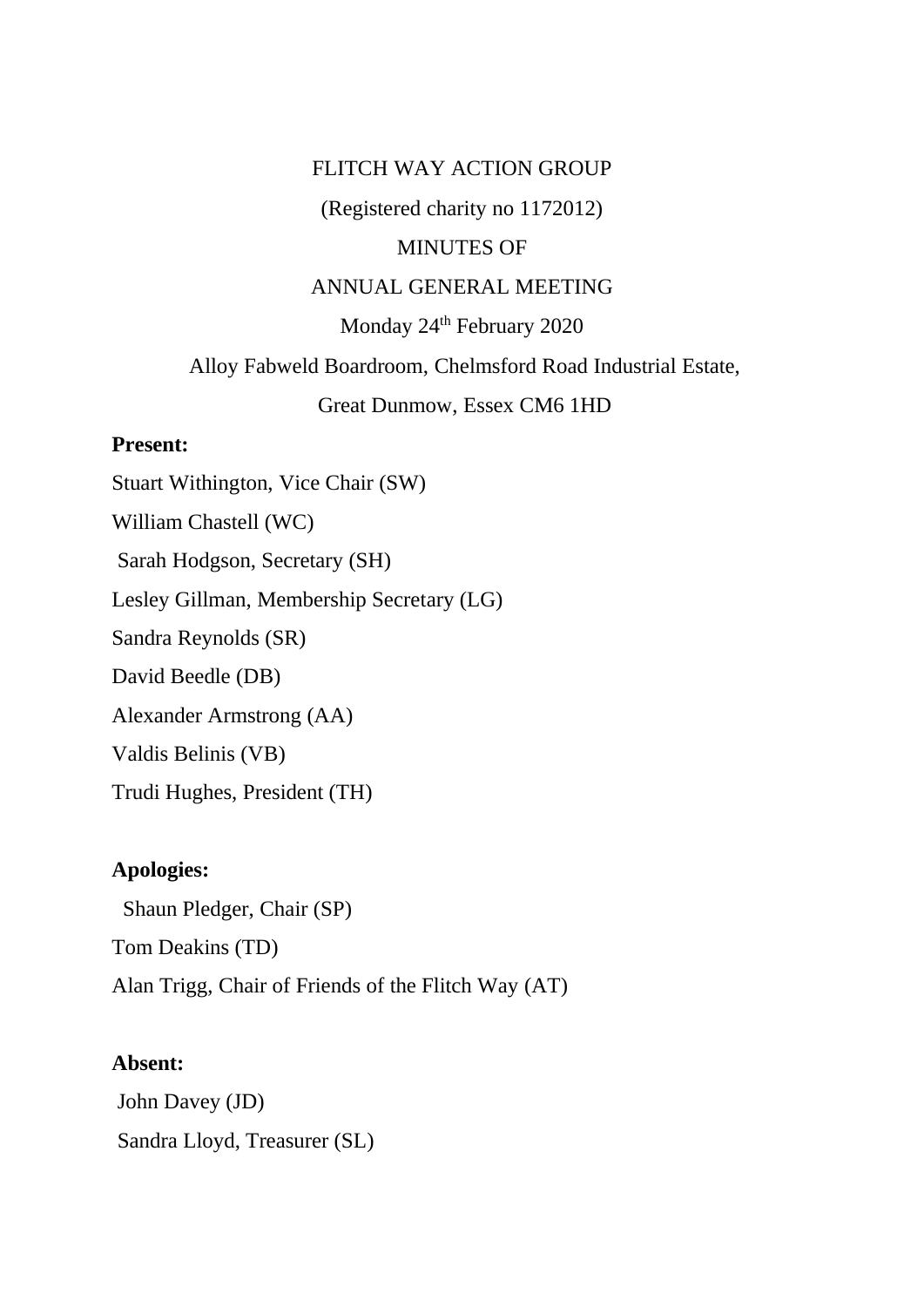FLITCH WAY ACTION GROUP

(Registered charity no 1172012)

MINUTES OF

ANNUAL GENERAL MEETING

Monday 24th February 2020

Alloy Fabweld Boardroom, Chelmsford Road Industrial Estate,

Great Dunmow, Essex CM6 1HD

**Present:**

Stuart Withington, Vice Chair (SW)

William Chastell (WC)

Sarah Hodgson, Secretary (SH)

Lesley Gillman, Membership Secretary (LG)

Sandra Reynolds (SR)

David Beedle (DB)

Alexander Armstrong (AA)

Valdis Belinis (VB)

Trudi Hughes, President (TH)

**Apologies:**

Shaun Pledger, Chair (SP)

Tom Deakins (TD)

Alan Trigg, Chair of Friends of the Flitch Way (AT)

**Absent:**

John Davey (JD)

Sandra Lloyd, Treasurer (SL)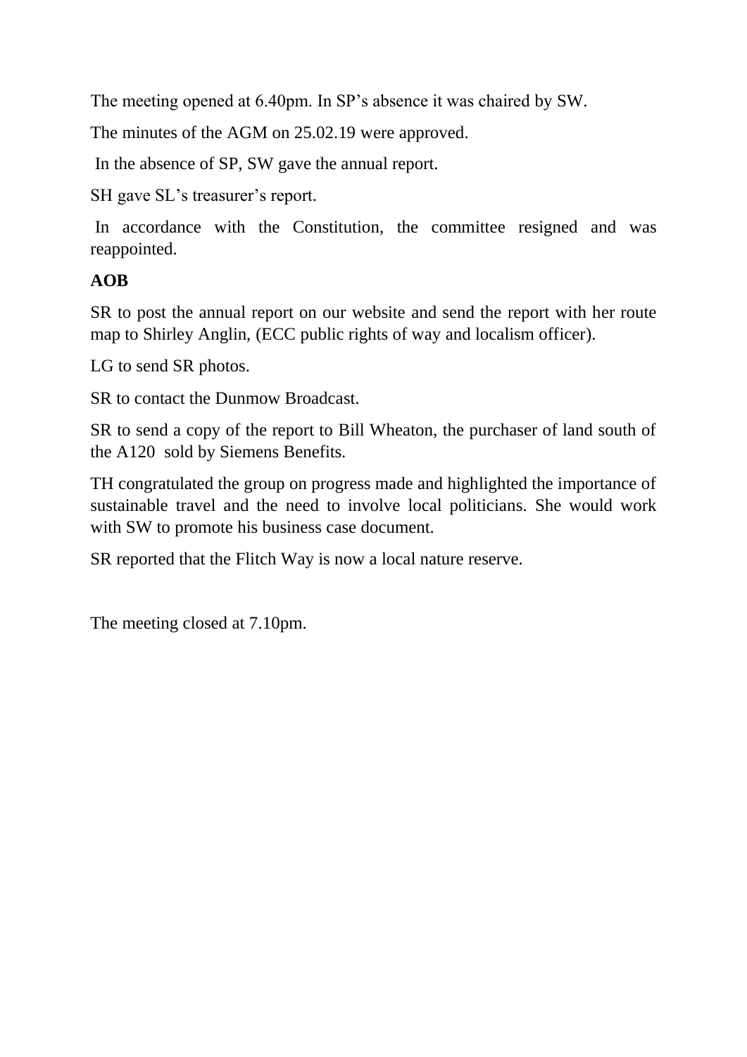The meeting opened at 6.40pm. In SP's absence it was chaired by SW.

The minutes of the AGM on 25.02.19 were approved.

In the absence of SP, SW gave the annual report.

SH gave SL's treasurer's report.

In accordance with the Constitution, the committee resigned and was reappointed.

**AOB**

SR to post the annual report on our website and send the report with her route map to Shirley Anglin, (ECC public rights of way and localism officer).

LG to send SR photos.

SR to contact the Dunmow Broadcast.

SR to send a copy of the report to Bill Wheaton, the purchaser of land south of the A120 sold by Siemens Benefits.

TH congratulated the group on progress made and highlighted the importance of sustainable travel and the need to involve local politicians. She would work with SW to promote his business case document.

SR reported that the Flitch Way is now a local nature reserve.

The meeting closed at 7.10pm.